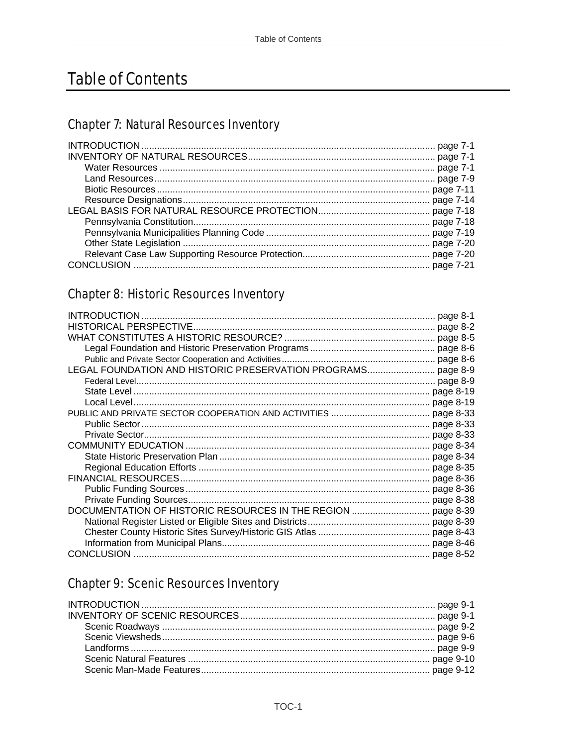# Table of Contents

## Chapter 7: Natural Resources Inventory

INTRODUCTION ........................................................................................................ page 7-1
INVENTORY OF NATURAL RESOURCES ............................................................ page 7-1
    Water Resources ............................................................................................ page 7-1
    Land Resources .............................................................................................. page 7-9
    Biotic Resources ............................................................................................ page 7-11
    Resource Designations .................................................................................. page 7-14
LEGAL BASIS FOR NATURAL RESOURCE PROTECTION ................................ page 7-18
    Pennsylvania Constitution .............................................................................. page 7-18
    Pennsylvania Municipalities Planning Code ................................................... page 7-19
    Other State Legislation .................................................................................. page 7-20
    Relevant Case Law Supporting Resource Protection ..................................... page 7-20
CONCLUSION ........................................................................................................ page 7-21

## Chapter 8: Historic Resources Inventory

INTRODUCTION ........................................................................................................ page 8-1
HISTORICAL PERSPECTIVE .................................................................................. page 8-2
WHAT CONSTITUTES A HISTORIC RESOURCE? ................................................ page 8-5
    Legal Foundation and Historic Preservation Programs .................................... page 8-6
    Public and Private Sector Cooperation and Activities ........................................ page 8-6
LEGAL FOUNDATION AND HISTORIC PRESERVATION PROGRAMS ................ page 8-9
    Federal Level .................................................................................................... page 8-9
    State Level ....................................................................................................... page 8-19
    Local Level ...................................................................................................... page 8-19
PUBLIC AND PRIVATE SECTOR COOPERATION AND ACTIVITIES ...................... page 8-33
    Public Sector .................................................................................................... page 8-33
    Private Sector .................................................................................................. page 8-33
COMMUNITY EDUCATION ...................................................................................... page 8-34
    State Historic Preservation Plan ...................................................................... page 8-34
    Regional Education Efforts .............................................................................. page 8-35
FINANCIAL RESOURCES ........................................................................................ page 8-36
    Public Funding Sources .................................................................................... page 8-36
    Private Funding Sources .................................................................................. page 8-38
DOCUMENTATION OF HISTORIC RESOURCES IN THE REGION ........................ page 8-39
    National Register Listed or Eligible Sites and Districts ...................................... page 8-39
    Chester County Historic Sites Survey/Historic GIS Atlas .................................. page 8-43
    Information from Municipal Plans ..................................................................... page 8-46
CONCLUSION .......................................................................................................... page 8-52

## Chapter 9: Scenic Resources Inventory

INTRODUCTION ........................................................................................................ page 9-1
INVENTORY OF SCENIC RESOURCES .................................................................. page 9-1
    Scenic Roadways .............................................................................................. page 9-2
    Scenic Viewsheds ............................................................................................. page 9-6
    Landforms ......................................................................................................... page 9-9
    Scenic Natural Features ................................................................................... page 9-10
    Scenic Man-Made Features .............................................................................. page 9-12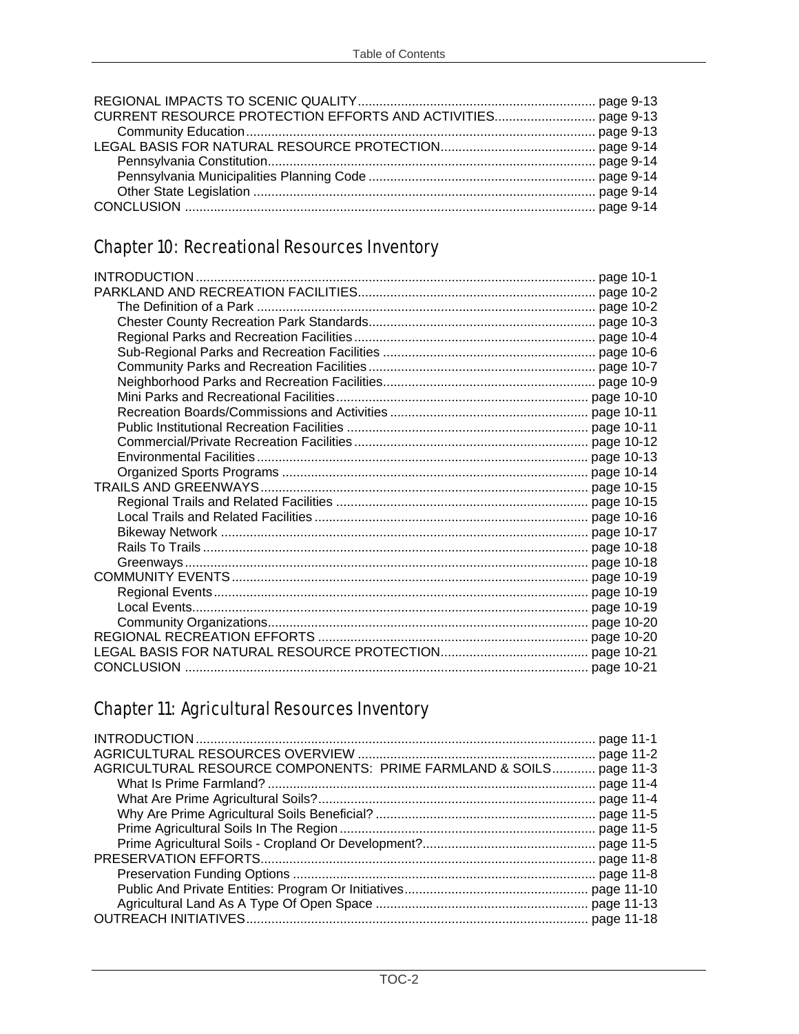REGIONAL IMPACTS TO SCENIC QUALITY.................................................................. page 9-13
CURRENT RESOURCE PROTECTION EFFORTS AND ACTIVITIES........................... page 9-13
- Community Education................................................................................ page 9-13

LEGAL BASIS FOR NATURAL RESOURCE PROTECTION........................................... page 9-14
- Pennsylvania Constitution.......................................................................... page 9-14
- Pennsylvania Municipalities Planning Code ............................................................... page 9-14
- Other State Legislation ............................................................................. page 9-14

CONCLUSION ................................................................................................. page 9-14

## Chapter 10: Recreational Resources Inventory

INTRODUCTION.............................................................................................. page 10-1
PARKLAND AND RECREATION FACILITIES................................................................. page 10-2
- The Definition of a Park ............................................................................. page 10-2
- Chester County Recreation Park Standards............................................................... page 10-3
- Regional Parks and Recreation Facilities.................................................................. page 10-4
- Sub-Regional Parks and Recreation Facilities ........................................................... page 10-6
- Community Parks and Recreation Facilities.............................................................. page 10-7
- Neighborhood Parks and Recreation Facilities........................................................... page 10-9
- Mini Parks and Recreational Facilities..................................................................... page 10-10
- Recreation Boards/Commissions and Activities ....................................................... page 10-11
- Public Institutional Recreation Facilities .................................................................. page 10-11
- Commercial/Private Recreation Facilities ................................................................. page 10-12
- Environmental Facilities........................................................................................ page 10-13
- Organized Sports Programs .................................................................................. page 10-14

TRAILS AND GREENWAYS........................................................................................ page 10-15
- Regional Trails and Related Facilities ..................................................................... page 10-15
- Local Trails and Related Facilities........................................................................... page 10-16
- Bikeway Network ............................................................................................ page 10-17
- Rails To Trails...................................................................................................... page 10-18
- Greenways.......................................................................................................... page 10-18

COMMUNITY EVENTS.................................................................................................. page 10-19
- Regional Events................................................................................................. page 10-19
- Local Events........................................................................................................ page 10-19
- Community Organizations...................................................................................... page 10-20

REGIONAL RECREATION EFFORTS ........................................................................... page 10-20
LEGAL BASIS FOR NATURAL RESOURCE PROTECTION......................................... page 10-21
CONCLUSION ............................................................................................................ page 10-21

## Chapter 11: Agricultural Resources Inventory

INTRODUCTION.............................................................................................. page 11-1
AGRICULTURAL RESOURCES OVERVIEW ................................................................. page 11-2
AGRICULTURAL RESOURCE COMPONENTS: PRIME FARMLAND & SOILS............ page 11-3
- What Is Prime Farmland? ......................................................................................... page 11-4
- What Are Prime Agricultural Soils?............................................................................ page 11-4
- Why Are Prime Agricultural Soils Beneficial? ............................................................. page 11-5
- Prime Agricultural Soils In The Region...................................................................... page 11-5
- Prime Agricultural Soils - Cropland Or Development?................................................ page 11-5

PRESERVATION EFFORTS........................................................................................... page 11-8
- Preservation Funding Options ................................................................................... page 11-8
- Public And Private Entities: Program Or Initiatives.................................................. page 11-10
- Agricultural Land As A Type Of Open Space .......................................................... page 11-13

OUTREACH INITIATIVES............................................................................................. page 11-18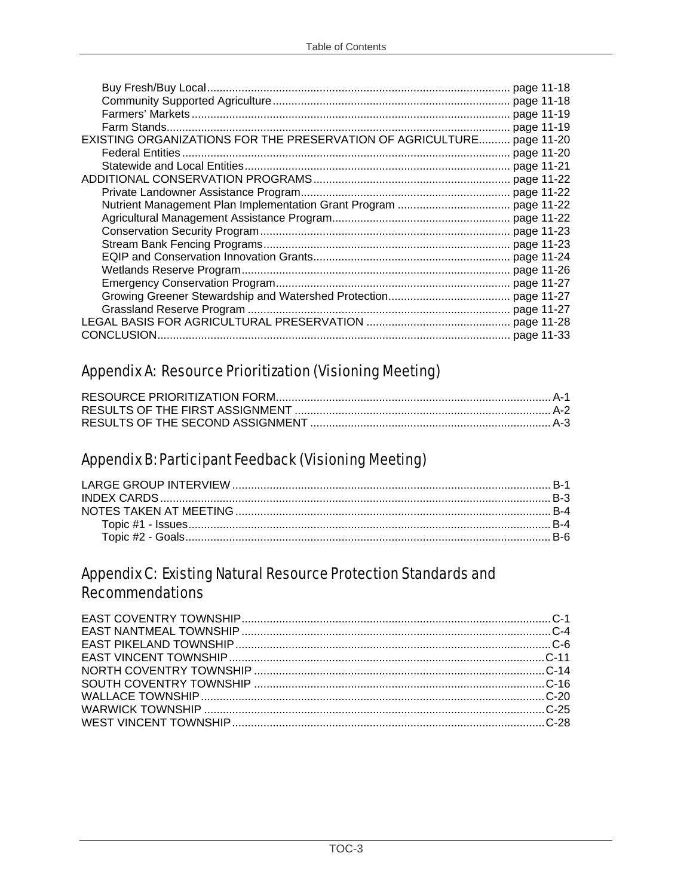Buy Fresh/Buy Local ................................................................................................ page 11-18
Community Supported Agriculture ........................................................................... page 11-18
Farmers' Markets ..................................................................................................... page 11-19
Farm Stands............................................................................................................. page 11-19

EXISTING ORGANIZATIONS FOR THE PRESERVATION OF AGRICULTURE.......... page 11-20
Federal Entities ........................................................................................................ page 11-20
Statewide and Local Entities .................................................................................... page 11-21

ADDITIONAL CONSERVATION PROGRAMS ............................................................. page 11-22
Private Landowner Assistance Program................................................................... page 11-22
Nutrient Management Plan Implementation Grant Program .................................... page 11-22
Agricultural Management Assistance Program......................................................... page 11-22
Conservation Security Program ............................................................................... page 11-23
Stream Bank Fencing Programs .............................................................................. page 11-23
EQIP and Conservation Innovation Grants ............................................................... page 11-24
Wetlands Reserve Program ..................................................................................... page 11-26
Emergency Conservation Program........................................................................... page 11-27
Growing Greener Stewardship and Watershed Protection....................................... page 11-27
Grassland Reserve Program ................................................................................... page 11-27

LEGAL BASIS FOR AGRICULTURAL PRESERVATION .............................................. page 11-28

CONCLUSION................................................................................................................. page 11-33

## Appendix A: Resource Prioritization (Visioning Meeting)

RESOURCE PRIORITIZATION FORM....................................................................................... A-1
RESULTS OF THE FIRST ASSIGNMENT ................................................................................. A-2
RESULTS OF THE SECOND ASSIGNMENT ............................................................................ A-3

## Appendix B: Participant Feedback (Visioning Meeting)

LARGE GROUP INTERVIEW ..................................................................................................... B-1
INDEX CARDS ............................................................................................................................ B-3
NOTES TAKEN AT MEETING .................................................................................................... B-4
Topic #1 - Issues.................................................................................................................... B-4
Topic #2 - Goals..................................................................................................................... B-6

## Appendix C: Existing Natural Resource Protection Standards and Recommendations

EAST COVENTRY TOWNSHIP.................................................................................................. C-1
EAST NANTMEAL TOWNSHIP .................................................................................................. C-4
EAST PIKELAND TOWNSHIP.................................................................................................... C-6
EAST VINCENT TOWNSHIP..................................................................................................... C-11
NORTH COVENTRY TOWNSHIP ............................................................................................ C-14
SOUTH COVENTRY TOWNSHIP ............................................................................................ C-16
WALLACE TOWNSHIP............................................................................................................. C-20
WARWICK TOWNSHIP ............................................................................................................ C-25
WEST VINCENT TOWNSHIP.................................................................................................... C-28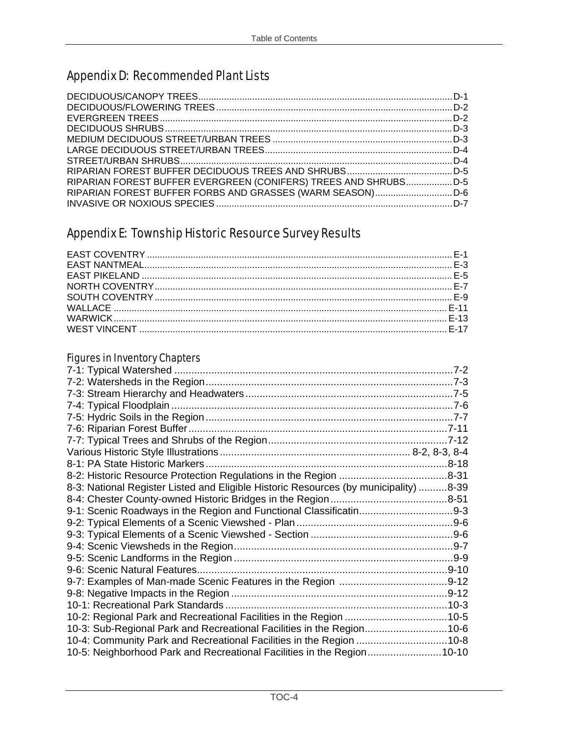## Appendix D: Recommended Plant Lists

DECIDUOUS/CANOPY TREES .......... D-1
DECIDUOUS/FLOWERING TREES .......... D-2
EVERGREEN TREES .......... D-2
DECIDUOUS SHRUBS .......... D-3
MEDIUM DECIDUOUS STREET/URBAN TREES .......... D-3
LARGE DECIDUOUS STREET/URBAN TREES .......... D-4
STREET/URBAN SHRUBS .......... D-4
RIPARIAN FOREST BUFFER DECIDUOUS TREES AND SHRUBS .......... D-5
RIPARIAN FOREST BUFFER EVERGREEN (CONIFERS) TREES AND SHRUBS .......... D-5
RIPARIAN FOREST BUFFER FORBS AND GRASSES (WARM SEASON) .......... D-6
INVASIVE OR NOXIOUS SPECIES .......... D-7

## Appendix E: Township Historic Resource Survey Results

EAST COVENTRY .......... E-1
EAST NANTMEAL .......... E-3
EAST PIKELAND .......... E-5
NORTH COVENTRY .......... E-7
SOUTH COVENTRY .......... E-9
WALLACE .......... E-11
WARWICK .......... E-13
WEST VINCENT .......... E-17

### Figures in Inventory Chapters

7-1: Typical Watershed .......... 7-2
7-2: Watersheds in the Region .......... 7-3
7-3: Stream Hierarchy and Headwaters .......... 7-5
7-4: Typical Floodplain .......... 7-6
7-5: Hydric Soils in the Region .......... 7-7
7-6: Riparian Forest Buffer .......... 7-11
7-7: Typical Trees and Shrubs of the Region .......... 7-12
Various Historic Style Illustrations .......... 8-2, 8-3, 8-4
8-1: PA State Historic Markers .......... 8-18
8-2: Historic Resource Protection Regulations in the Region .......... 8-31
8-3: National Register Listed and Eligible Historic Resources (by municipality) .......... 8-39
8-4: Chester County-owned Historic Bridges in the Region .......... 8-51
9-1: Scenic Roadways in the Region and Functional Classificatin .......... 9-3
9-2: Typical Elements of a Scenic Viewshed - Plan .......... 9-6
9-3: Typical Elements of a Scenic Viewshed - Section .......... 9-6
9-4: Scenic Viewsheds in the Region .......... 9-7
9-5: Scenic Landforms in the Region .......... 9-9
9-6: Scenic Natural Features .......... 9-10
9-7: Examples of Man-made Scenic Features in the Region .......... 9-12
9-8: Negative Impacts in the Region .......... 9-12
10-1: Recreational Park Standards .......... 10-3
10-2: Regional Park and Recreational Facilities in the Region .......... 10-5
10-3: Sub-Regional Park and Recreational Facilities in the Region .......... 10-6
10-4: Community Park and Recreational Facilities in the Region .......... 10-8
10-5: Neighborhood Park and Recreational Facilities in the Region .......... 10-10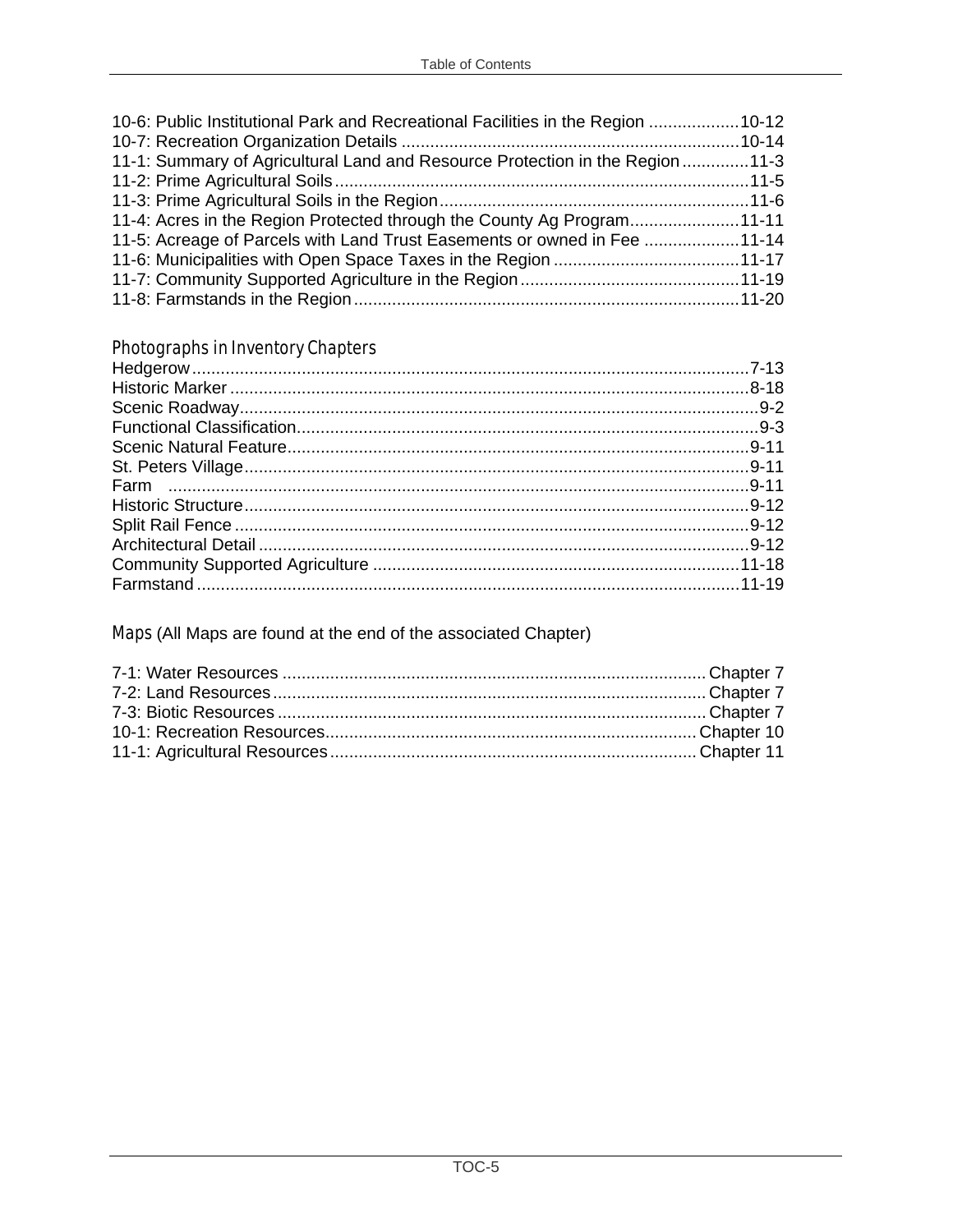10-6: Public Institutional Park and Recreational Facilities in the Region ...................10-12
10-7: Recreation Organization Details .......................................................................10-14
11-1: Summary of Agricultural Land and Resource Protection in the Region ..............11-3
11-2: Prime Agricultural Soils .......................................................................................11-5
11-3: Prime Agricultural Soils in the Region .................................................................11-6
11-4: Acres in the Region Protected through the County Ag Program.......................11-11
11-5: Acreage of Parcels with Land Trust Easements or owned in Fee ....................11-14
11-6: Municipalities with Open Space Taxes in the Region .......................................11-17
11-7: Community Supported Agriculture in the Region ..............................................11-19
11-8: Farmstands in the Region .................................................................................11-20

### Photographs in Inventory Chapters

Hedgerow ...................................................................................................................7-13
Historic Marker ............................................................................................................8-18
Scenic Roadway ............................................................................................................9-2
Functional Classification ................................................................................................9-3
Scenic Natural Feature ................................................................................................9-11
St. Peters Village .........................................................................................................9-11
Farm ............................................................................................................................9-11
Historic Structure .........................................................................................................9-12
Split Rail Fence ...........................................................................................................9-12
Architectural Detail .......................................................................................................9-12
Community Supported Agriculture ............................................................................11-18
Farmstand .................................................................................................................11-19

### Maps (All Maps are found at the end of the associated Chapter)

7-1: Water Resources ........................................................................................ Chapter 7
7-2: Land Resources .......................................................................................... Chapter 7
7-3: Biotic Resources ......................................................................................... Chapter 7
10-1: Recreation Resources ............................................................................. Chapter 10
11-1: Agricultural Resources ............................................................................ Chapter 11